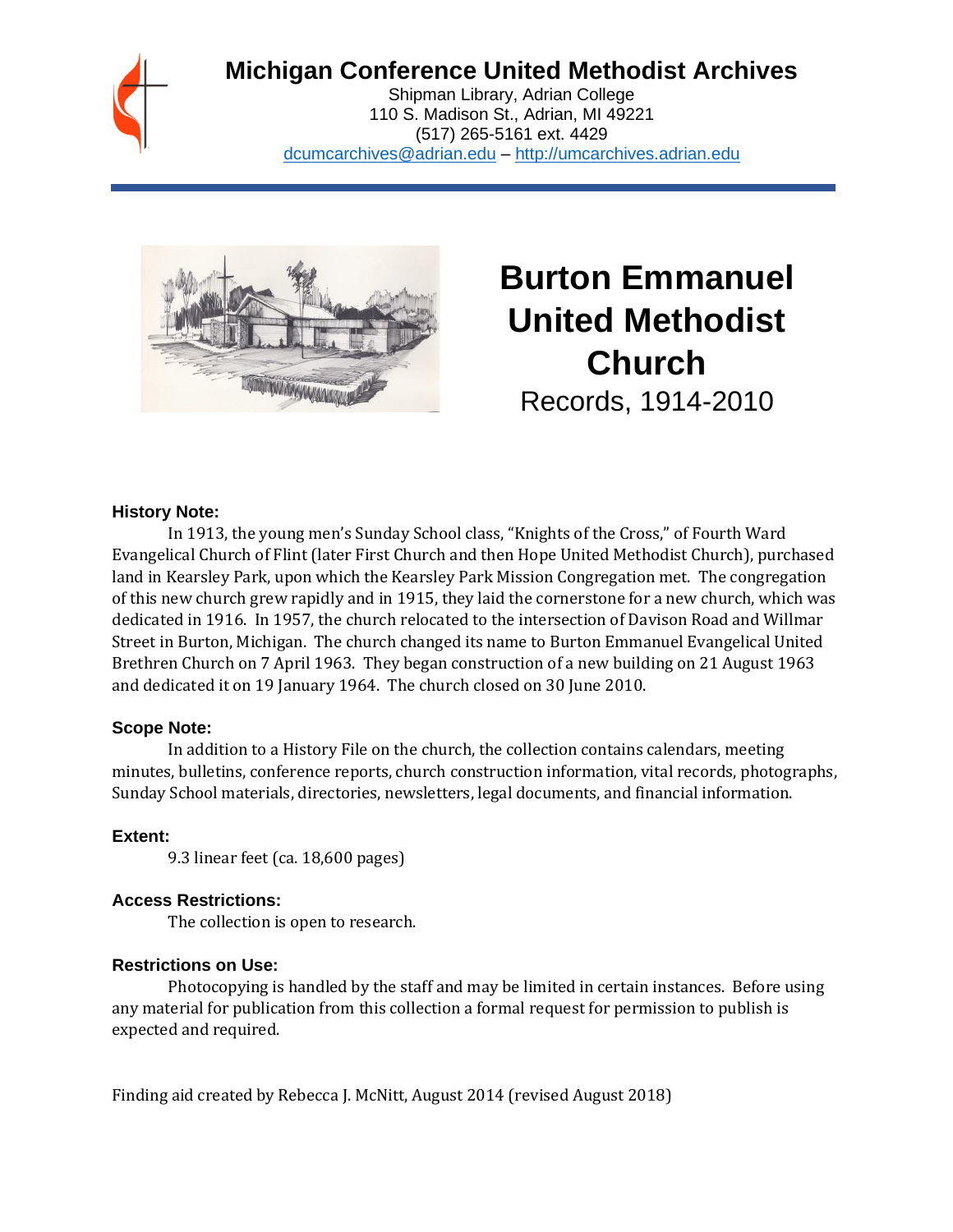# Michigan Conference United Methodist Archives

Shipman Library, Adrian College
110 S. Madison St., Adrian, MI 49221
(517) 265-5161 ext. 4429
dcumcarchives@adrian.edu – http://umcarchives.adrian.edu

# Burton Emmanuel United Methodist Church

Records, 1914-2010

### History Note:

In 1913, the young men's Sunday School class, "Knights of the Cross," of Fourth Ward Evangelical Church of Flint (later First Church and then Hope United Methodist Church), purchased land in Kearsley Park, upon which the Kearsley Park Mission Congregation met. The congregation of this new church grew rapidly and in 1915, they laid the cornerstone for a new church, which was dedicated in 1916. In 1957, the church relocated to the intersection of Davison Road and Willmar Street in Burton, Michigan. The church changed its name to Burton Emmanuel Evangelical United Brethren Church on 7 April 1963. They began construction of a new building on 21 August 1963 and dedicated it on 19 January 1964. The church closed on 30 June 2010.

### Scope Note:

In addition to a History File on the church, the collection contains calendars, meeting minutes, bulletins, conference reports, church construction information, vital records, photographs, Sunday School materials, directories, newsletters, legal documents, and financial information.

### Extent:

9.3 linear feet (ca. 18,600 pages)

### Access Restrictions:

The collection is open to research.

### Restrictions on Use:

Photocopying is handled by the staff and may be limited in certain instances. Before using any material for publication from this collection a formal request for permission to publish is expected and required.

Finding aid created by Rebecca J. McNitt, August 2014 (revised August 2018)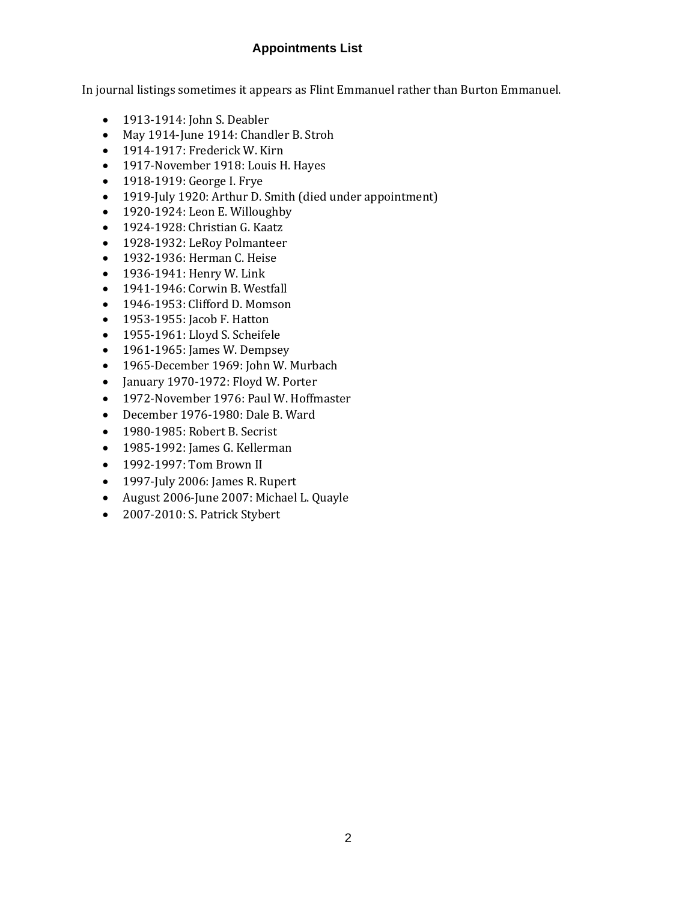## Appointments List

In journal listings sometimes it appears as Flint Emmanuel rather than Burton Emmanuel.

- 1913-1914: John S. Deabler
- May 1914-June 1914: Chandler B. Stroh
- 1914-1917: Frederick W. Kirn
- 1917-November 1918: Louis H. Hayes
- 1918-1919: George I. Frye
- 1919-July 1920: Arthur D. Smith (died under appointment)
- 1920-1924: Leon E. Willoughby
- 1924-1928: Christian G. Kaatz
- 1928-1932: LeRoy Polmanteer
- 1932-1936: Herman C. Heise
- 1936-1941: Henry W. Link
- 1941-1946: Corwin B. Westfall
- 1946-1953: Clifford D. Momson
- 1953-1955: Jacob F. Hatton
- 1955-1961: Lloyd S. Scheifele
- 1961-1965: James W. Dempsey
- 1965-December 1969: John W. Murbach
- January 1970-1972: Floyd W. Porter
- 1972-November 1976: Paul W. Hoffmaster
- December 1976-1980: Dale B. Ward
- 1980-1985: Robert B. Secrist
- 1985-1992: James G. Kellerman
- 1992-1997: Tom Brown II
- 1997-July 2006: James R. Rupert
- August 2006-June 2007: Michael L. Quayle
- 2007-2010: S. Patrick Stybert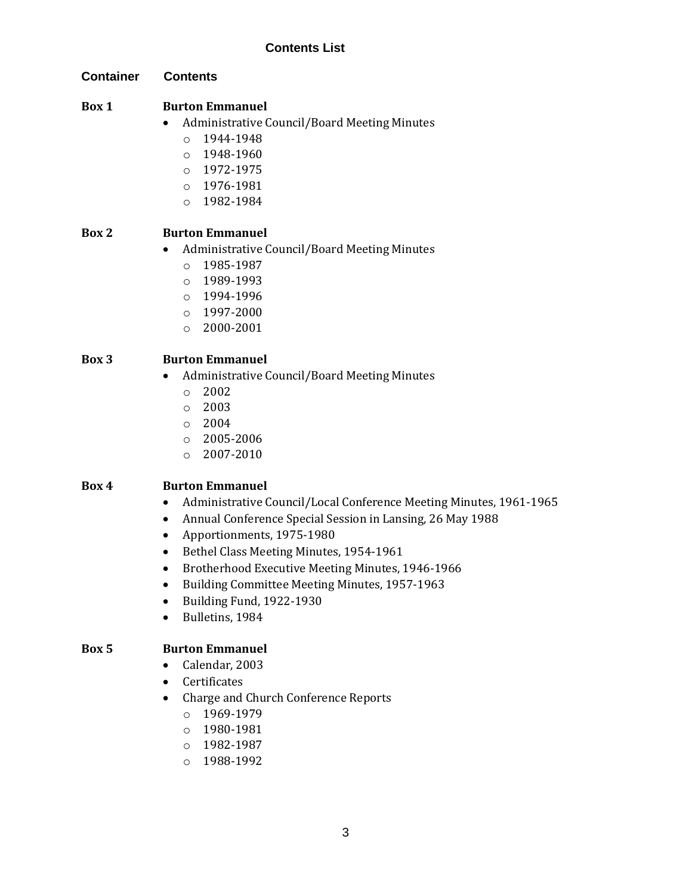## Contents List

| Container | Contents |
|---|---|

**Box 1** **Burton Emmanuel**

- Administrative Council/Board Meeting Minutes
  - 1944-1948
  - 1948-1960
  - 1972-1975
  - 1976-1981
  - 1982-1984

**Box 2** **Burton Emmanuel**

- Administrative Council/Board Meeting Minutes
  - 1985-1987
  - 1989-1993
  - 1994-1996
  - 1997-2000
  - 2000-2001

**Box 3** **Burton Emmanuel**

- Administrative Council/Board Meeting Minutes
  - 2002
  - 2003
  - 2004
  - 2005-2006
  - 2007-2010

**Box 4** **Burton Emmanuel**

- Administrative Council/Local Conference Meeting Minutes, 1961-1965
- Annual Conference Special Session in Lansing, 26 May 1988
- Apportionments, 1975-1980
- Bethel Class Meeting Minutes, 1954-1961
- Brotherhood Executive Meeting Minutes, 1946-1966
- Building Committee Meeting Minutes, 1957-1963
- Building Fund, 1922-1930
- Bulletins, 1984

**Box 5** **Burton Emmanuel**

- Calendar, 2003
- Certificates
- Charge and Church Conference Reports
  - 1969-1979
  - 1980-1981
  - 1982-1987
  - 1988-1992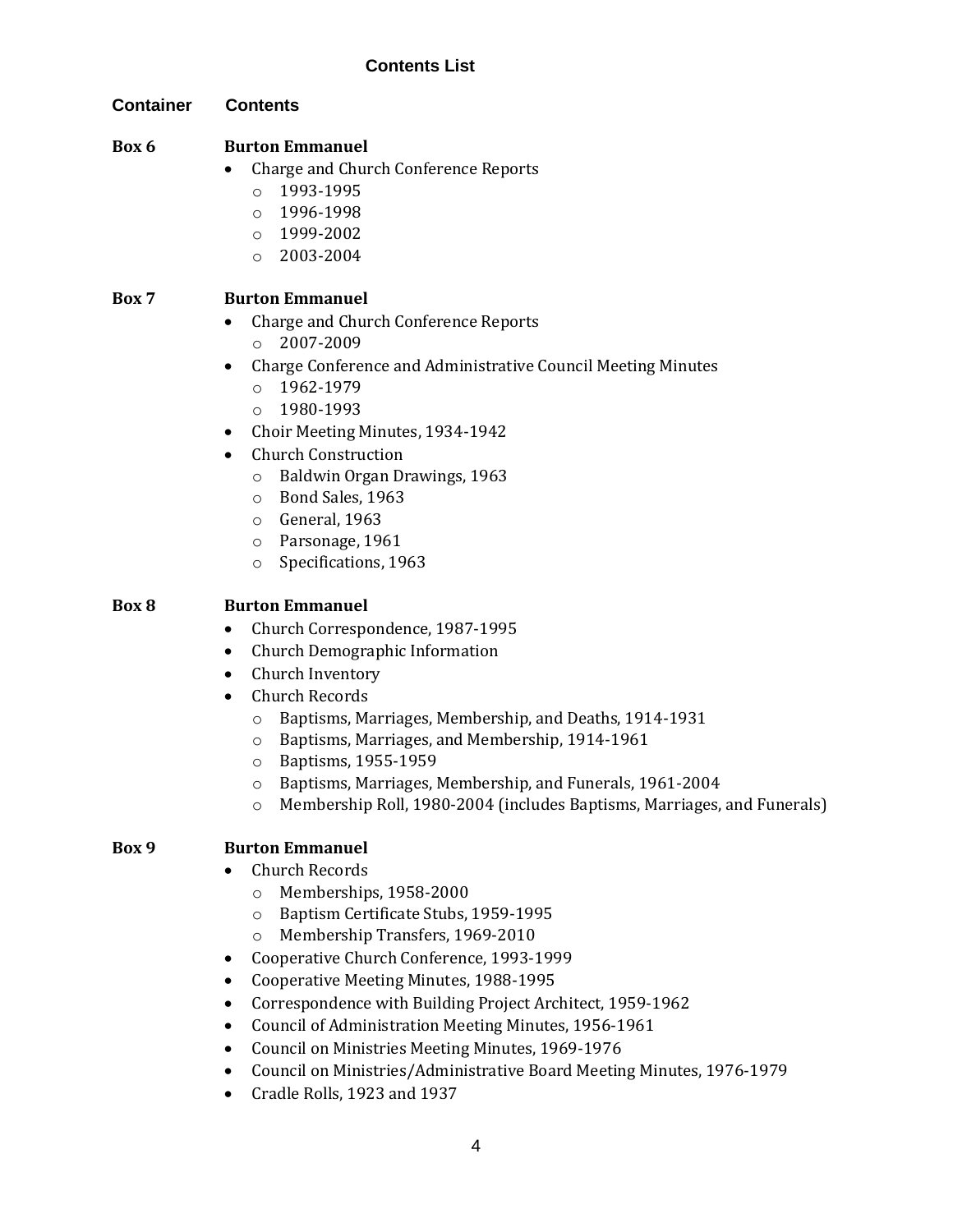## Contents List

| Container | Contents |
|---|---|
| **Box 6** | **Burton Emmanuel** |

**Box 6** — **Burton Emmanuel**

- Charge and Church Conference Reports
  - 1993-1995
  - 1996-1998
  - 1999-2002
  - 2003-2004

**Box 7** — **Burton Emmanuel**

- Charge and Church Conference Reports
  - 2007-2009
- Charge Conference and Administrative Council Meeting Minutes
  - 1962-1979
  - 1980-1993
- Choir Meeting Minutes, 1934-1942
- Church Construction
  - Baldwin Organ Drawings, 1963
  - Bond Sales, 1963
  - General, 1963
  - Parsonage, 1961
  - Specifications, 1963

**Box 8** — **Burton Emmanuel**

- Church Correspondence, 1987-1995
- Church Demographic Information
- Church Inventory
- Church Records
  - Baptisms, Marriages, Membership, and Deaths, 1914-1931
  - Baptisms, Marriages, and Membership, 1914-1961
  - Baptisms, 1955-1959
  - Baptisms, Marriages, Membership, and Funerals, 1961-2004
  - Membership Roll, 1980-2004 (includes Baptisms, Marriages, and Funerals)

**Box 9** — **Burton Emmanuel**

- Church Records
  - Memberships, 1958-2000
  - Baptism Certificate Stubs, 1959-1995
  - Membership Transfers, 1969-2010
- Cooperative Church Conference, 1993-1999
- Cooperative Meeting Minutes, 1988-1995
- Correspondence with Building Project Architect, 1959-1962
- Council of Administration Meeting Minutes, 1956-1961
- Council on Ministries Meeting Minutes, 1969-1976
- Council on Ministries/Administrative Board Meeting Minutes, 1976-1979
- Cradle Rolls, 1923 and 1937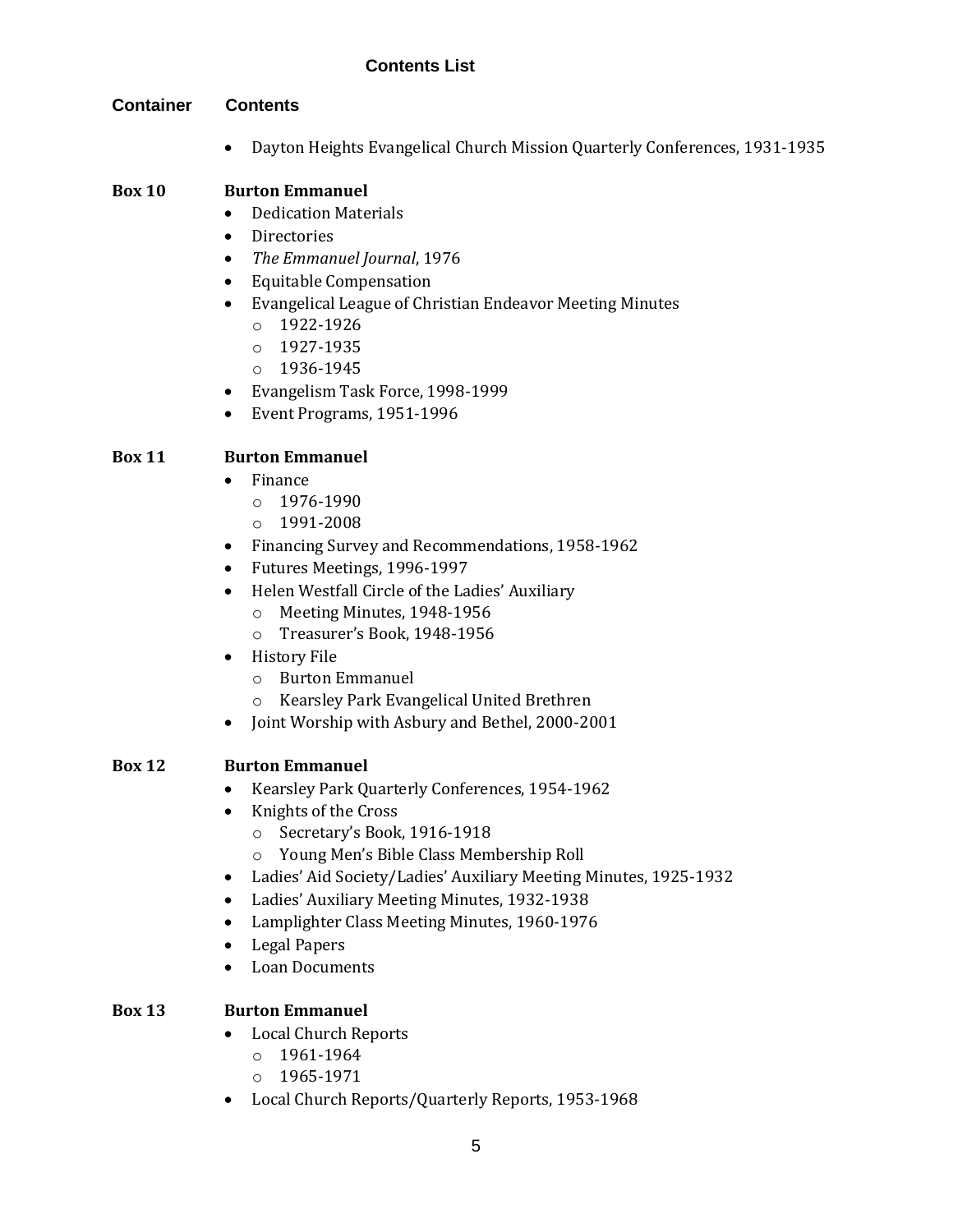## Contents List

| Container | Contents |
|---|---|
| | • Dayton Heights Evangelical Church Mission Quarterly Conferences, 1931-1935 |

**Box 10** **Burton Emmanuel**

- Dedication Materials
- Directories
- *The Emmanuel Journal*, 1976
- Equitable Compensation
- Evangelical League of Christian Endeavor Meeting Minutes
  - 1922-1926
  - 1927-1935
  - 1936-1945
- Evangelism Task Force, 1998-1999
- Event Programs, 1951-1996

**Box 11** **Burton Emmanuel**

- Finance
  - 1976-1990
  - 1991-2008
- Financing Survey and Recommendations, 1958-1962
- Futures Meetings, 1996-1997
- Helen Westfall Circle of the Ladies' Auxiliary
  - Meeting Minutes, 1948-1956
  - Treasurer's Book, 1948-1956
- History File
  - Burton Emmanuel
  - Kearsley Park Evangelical United Brethren
- Joint Worship with Asbury and Bethel, 2000-2001

**Box 12** **Burton Emmanuel**

- Kearsley Park Quarterly Conferences, 1954-1962
- Knights of the Cross
  - Secretary's Book, 1916-1918
  - Young Men's Bible Class Membership Roll
- Ladies' Aid Society/Ladies' Auxiliary Meeting Minutes, 1925-1932
- Ladies' Auxiliary Meeting Minutes, 1932-1938
- Lamplighter Class Meeting Minutes, 1960-1976
- Legal Papers
- Loan Documents

**Box 13** **Burton Emmanuel**

- Local Church Reports
  - 1961-1964
  - 1965-1971
- Local Church Reports/Quarterly Reports, 1953-1968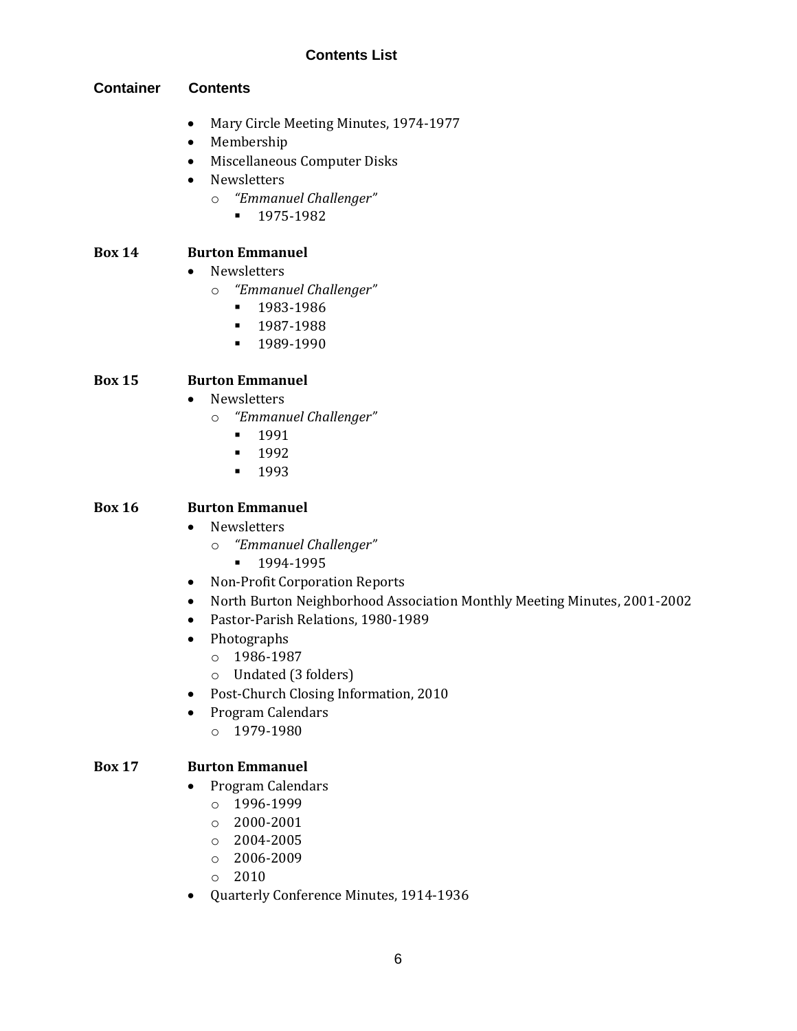## Contents List

**Container** **Contents**

- Mary Circle Meeting Minutes, 1974-1977
- Membership
- Miscellaneous Computer Disks
- Newsletters
  - *"Emmanuel Challenger"*
    - 1975-1982

**Box 14** **Burton Emmanuel**

- Newsletters
  - *"Emmanuel Challenger"*
    - 1983-1986
    - 1987-1988
    - 1989-1990

**Box 15** **Burton Emmanuel**

- Newsletters
  - *"Emmanuel Challenger"*
    - 1991
    - 1992
    - 1993

**Box 16** **Burton Emmanuel**

- Newsletters
  - *"Emmanuel Challenger"*
    - 1994-1995
- Non-Profit Corporation Reports
- North Burton Neighborhood Association Monthly Meeting Minutes, 2001-2002
- Pastor-Parish Relations, 1980-1989
- Photographs
  - 1986-1987
  - Undated (3 folders)
- Post-Church Closing Information, 2010
- Program Calendars
  - 1979-1980

**Box 17** **Burton Emmanuel**

- Program Calendars
  - 1996-1999
  - 2000-2001
  - 2004-2005
  - 2006-2009
  - 2010
- Quarterly Conference Minutes, 1914-1936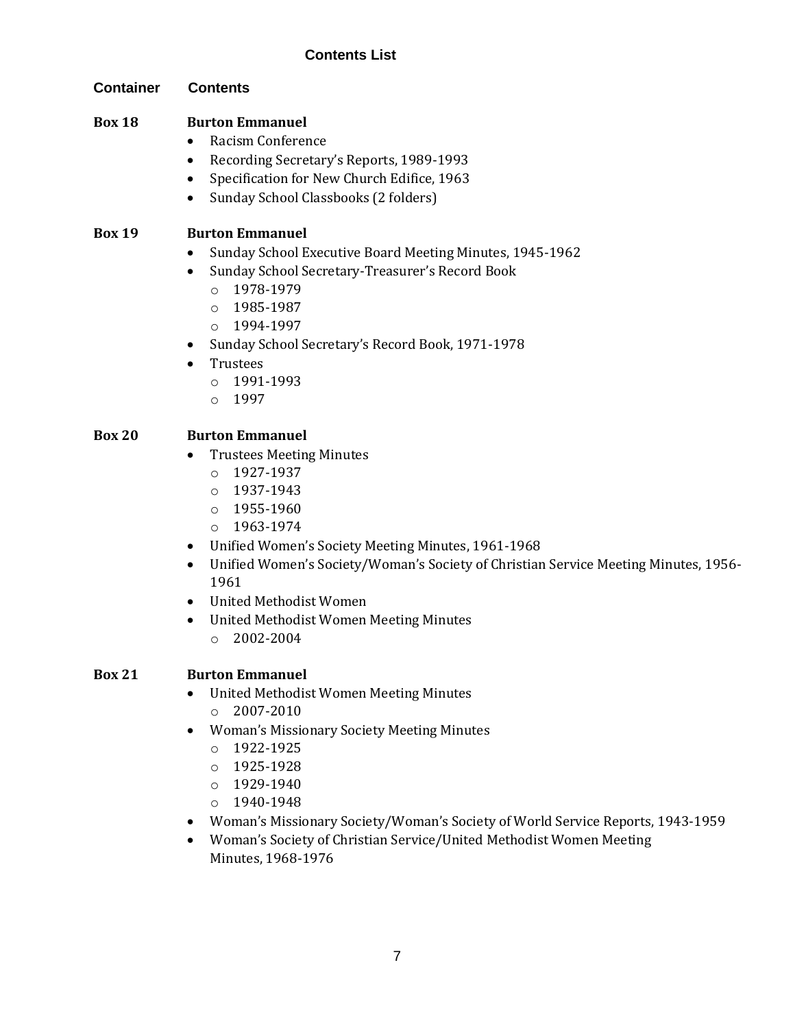## Contents List

| Container | Contents |
| --- | --- |

**Box 18** — **Burton Emmanuel**

- Racism Conference
- Recording Secretary's Reports, 1989-1993
- Specification for New Church Edifice, 1963
- Sunday School Classbooks (2 folders)

**Box 19** — **Burton Emmanuel**

- Sunday School Executive Board Meeting Minutes, 1945-1962
- Sunday School Secretary-Treasurer's Record Book
  - 1978-1979
  - 1985-1987
  - 1994-1997
- Sunday School Secretary's Record Book, 1971-1978
- Trustees
  - 1991-1993
  - 1997

**Box 20** — **Burton Emmanuel**

- Trustees Meeting Minutes
  - 1927-1937
  - 1937-1943
  - 1955-1960
  - 1963-1974
- Unified Women's Society Meeting Minutes, 1961-1968
- Unified Women's Society/Woman's Society of Christian Service Meeting Minutes, 1956-1961
- United Methodist Women
- United Methodist Women Meeting Minutes
  - 2002-2004

**Box 21** — **Burton Emmanuel**

- United Methodist Women Meeting Minutes
  - 2007-2010
- Woman's Missionary Society Meeting Minutes
  - 1922-1925
  - 1925-1928
  - 1929-1940
  - 1940-1948
- Woman's Missionary Society/Woman's Society of World Service Reports, 1943-1959
- Woman's Society of Christian Service/United Methodist Women Meeting Minutes, 1968-1976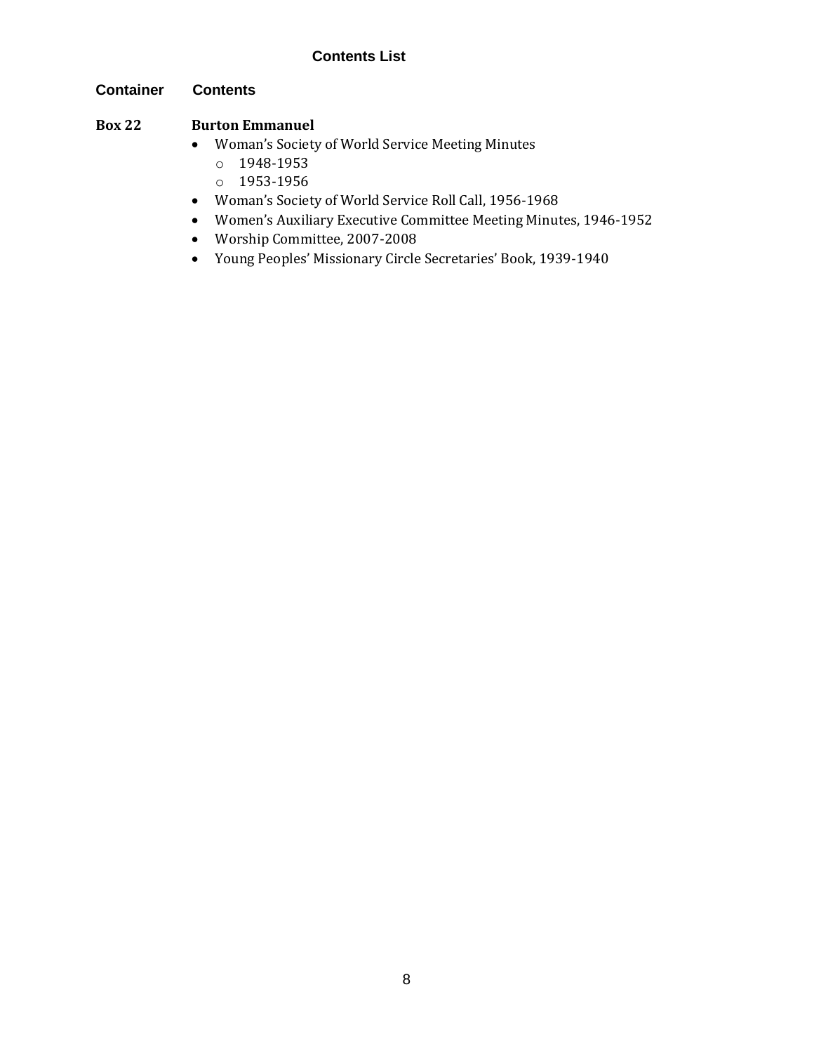**Contents List**

| Container | Contents |
|---|---|
| **Box 22** | **Burton Emmanuel** |

**Box 22** — **Burton Emmanuel**

- Woman's Society of World Service Meeting Minutes
  - 1948-1953
  - 1953-1956
- Woman's Society of World Service Roll Call, 1956-1968
- Women's Auxiliary Executive Committee Meeting Minutes, 1946-1952
- Worship Committee, 2007-2008
- Young Peoples' Missionary Circle Secretaries' Book, 1939-1940